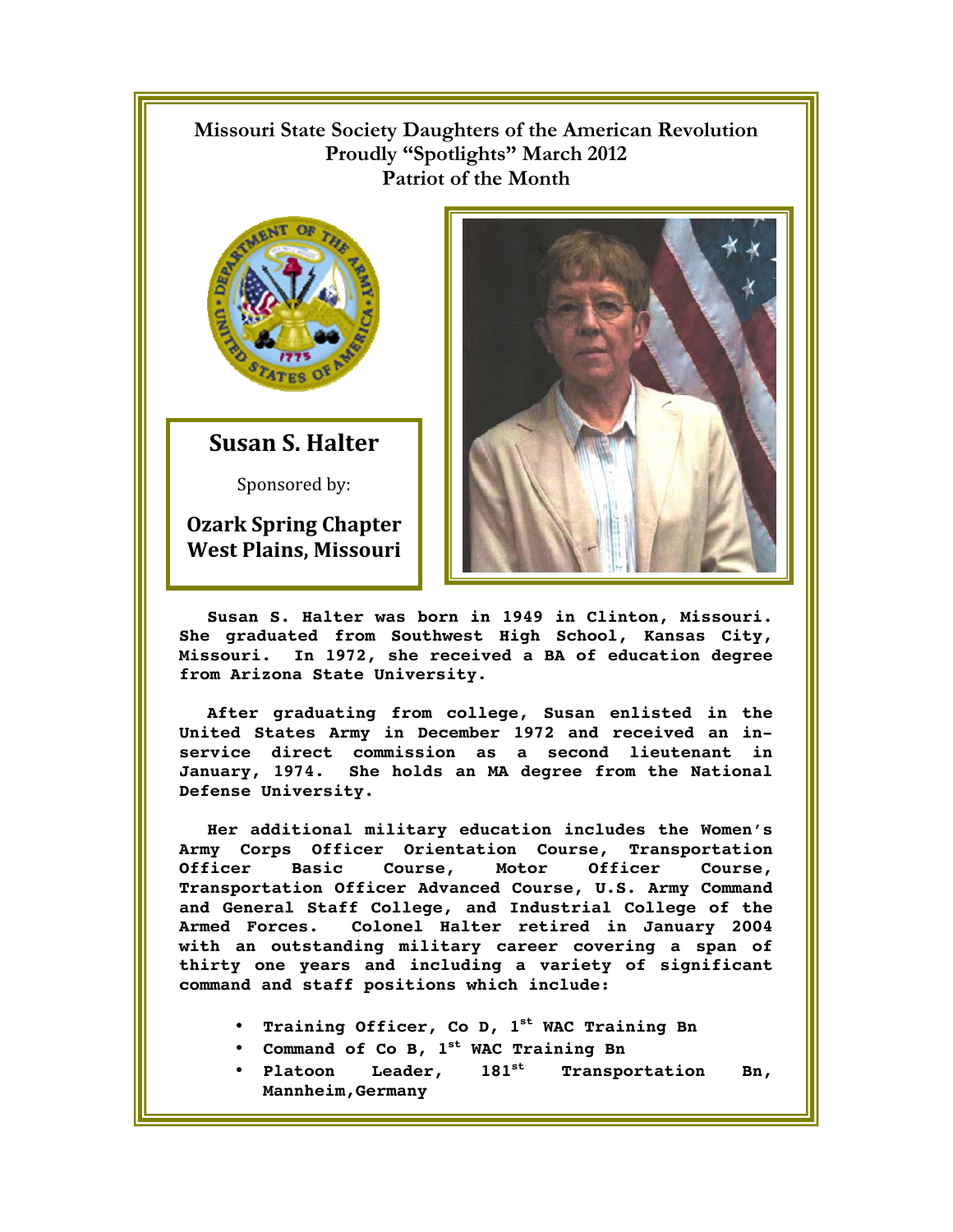# Missouri State Society Daughters of the American Revolution Proudly "Spotlights" March 2012 Patriot of the Month

## Susan S. Halter

Sponsored by:

**Ozark Spring Chapter**
**West Plains, Missouri**

**Susan S. Halter was born in 1949 in Clinton, Missouri. She graduated from Southwest High School, Kansas City, Missouri. In 1972, she received a BA of education degree from Arizona State University.**

**After graduating from college, Susan enlisted in the United States Army in December 1972 and received an in-service direct commission as a second lieutenant in January, 1974. She holds an MA degree from the National Defense University.**

**Her additional military education includes the Women's Army Corps Officer Orientation Course, Transportation Officer Basic Course, Motor Officer Course, Transportation Officer Advanced Course, U.S. Army Command and General Staff College, and Industrial College of the Armed Forces. Colonel Halter retired in January 2004 with an outstanding military career covering a span of thirty one years and including a variety of significant command and staff positions which include:**

- **Training Officer, Co D, 1st WAC Training Bn**
- **Command of Co B, 1st WAC Training Bn**
- **Platoon Leader, 181st Transportation Bn, Mannheim,Germany**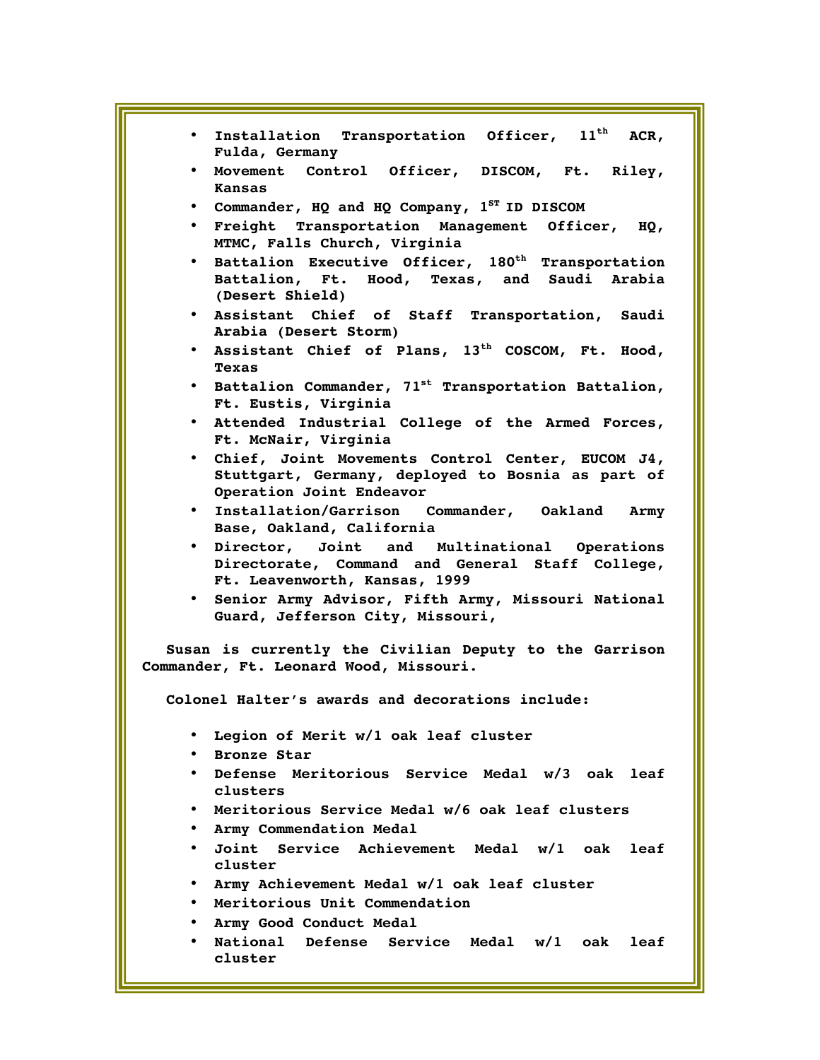- Installation Transportation Officer, 11th ACR, Fulda, Germany
- Movement Control Officer, DISCOM, Ft. Riley, Kansas
- Commander, HQ and HQ Company, 1ST ID DISCOM
- Freight Transportation Management Officer, HQ, MTMC, Falls Church, Virginia
- Battalion Executive Officer, 180th Transportation Battalion, Ft. Hood, Texas, and Saudi Arabia (Desert Shield)
- Assistant Chief of Staff Transportation, Saudi Arabia (Desert Storm)
- Assistant Chief of Plans, 13th COSCOM, Ft. Hood, Texas
- Battalion Commander, 71st Transportation Battalion, Ft. Eustis, Virginia
- Attended Industrial College of the Armed Forces, Ft. McNair, Virginia
- Chief, Joint Movements Control Center, EUCOM J4, Stuttgart, Germany, deployed to Bosnia as part of Operation Joint Endeavor
- Installation/Garrison Commander, Oakland Army Base, Oakland, California
- Director, Joint and Multinational Operations Directorate, Command and General Staff College, Ft. Leavenworth, Kansas, 1999
- Senior Army Advisor, Fifth Army, Missouri National Guard, Jefferson City, Missouri,

Susan is currently the Civilian Deputy to the Garrison Commander, Ft. Leonard Wood, Missouri.

Colonel Halter's awards and decorations include:

- Legion of Merit w/1 oak leaf cluster
- Bronze Star
- Defense Meritorious Service Medal w/3 oak leaf clusters
- Meritorious Service Medal w/6 oak leaf clusters
- Army Commendation Medal
- Joint Service Achievement Medal w/1 oak leaf cluster
- Army Achievement Medal w/1 oak leaf cluster
- Meritorious Unit Commendation
- Army Good Conduct Medal
- National Defense Service Medal w/1 oak leaf cluster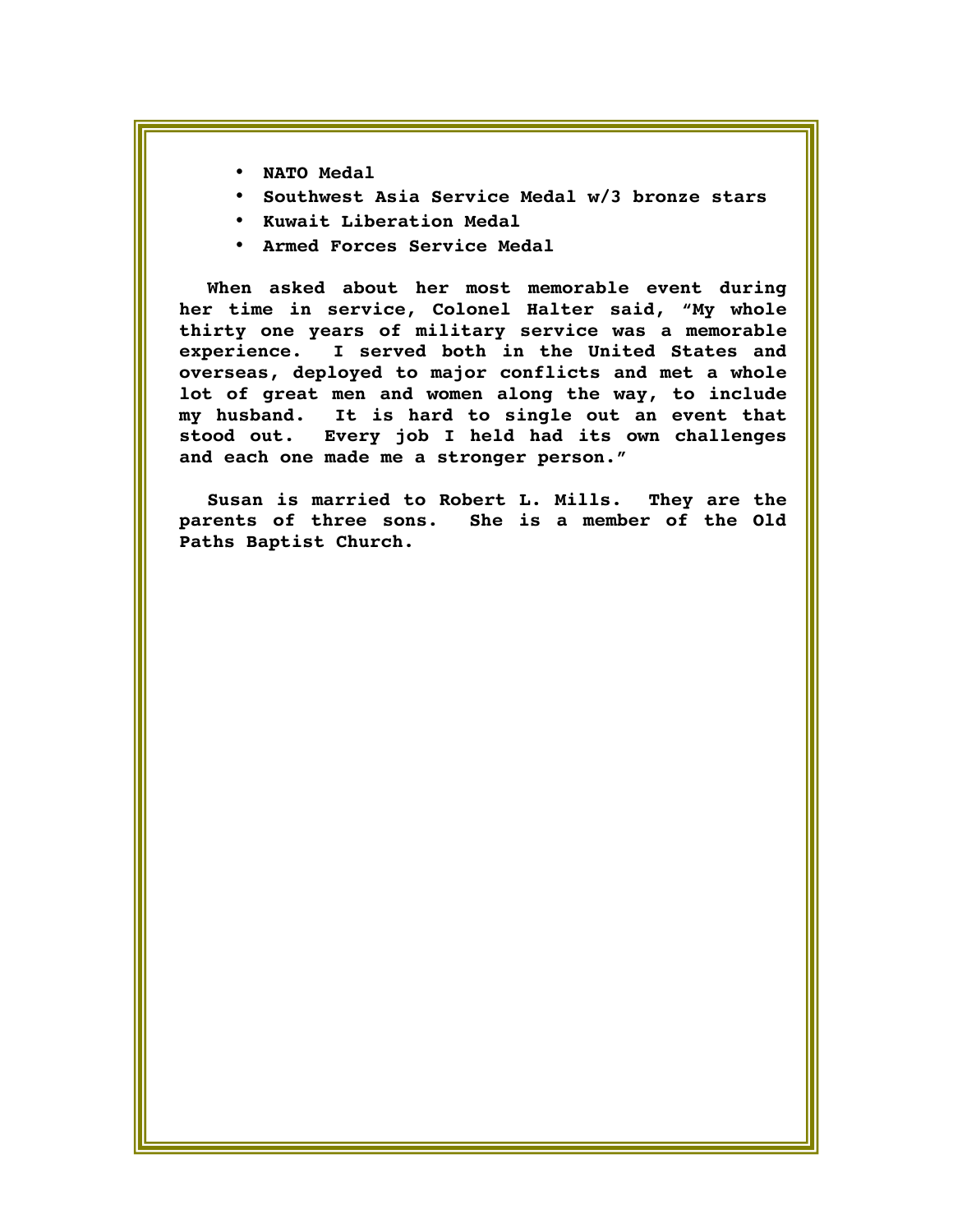- **NATO Medal**
- **Southwest Asia Service Medal w/3 bronze stars**
- **Kuwait Liberation Medal**
- **Armed Forces Service Medal**

**When asked about her most memorable event during her time in service, Colonel Halter said, "My whole thirty one years of military service was a memorable experience. I served both in the United States and overseas, deployed to major conflicts and met a whole lot of great men and women along the way, to include my husband. It is hard to single out an event that stood out. Every job I held had its own challenges and each one made me a stronger person."**

**Susan is married to Robert L. Mills. They are the parents of three sons. She is a member of the Old Paths Baptist Church.**